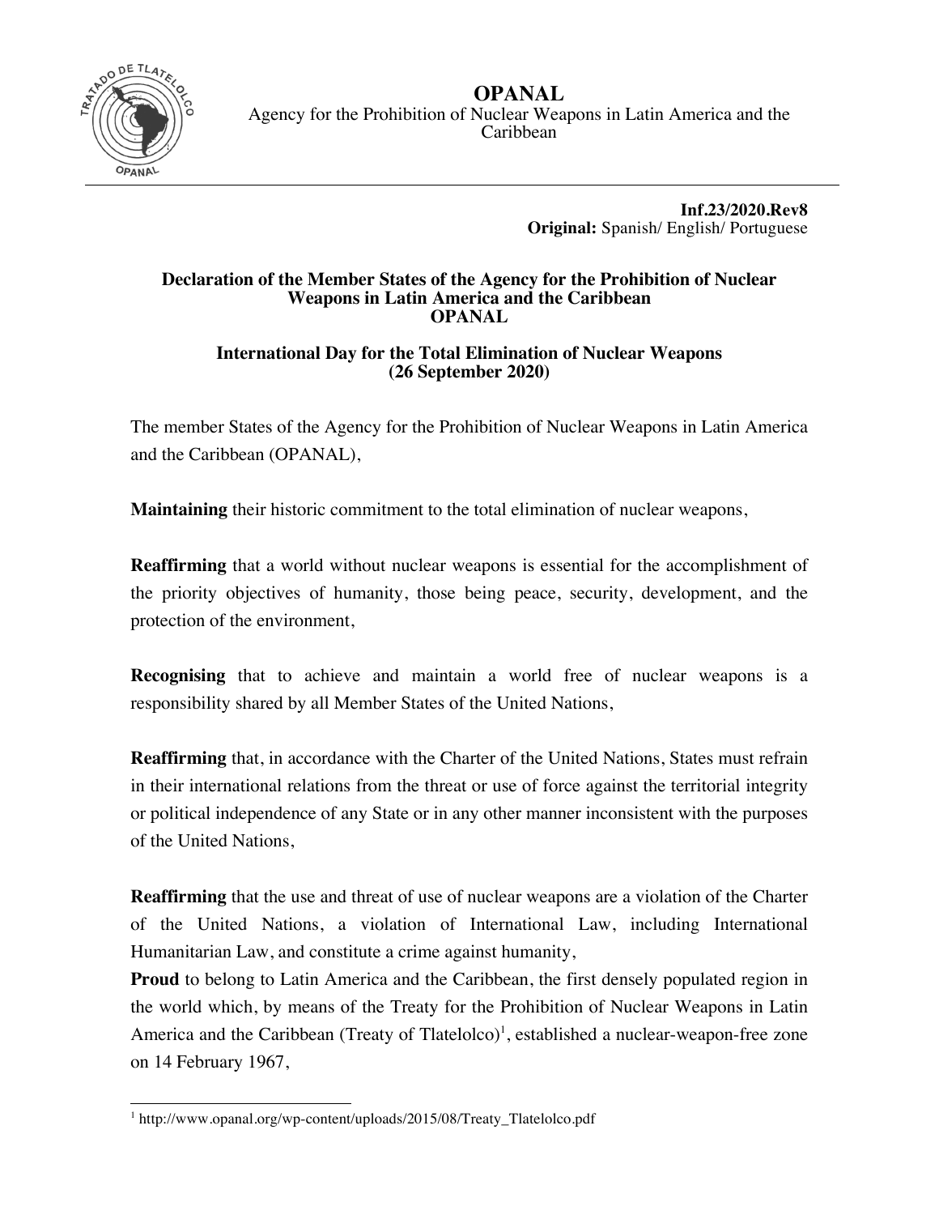# OPANAL

Agency for the Prohibition of Nuclear Weapons in Latin America and the Caribbean

**Inf.23/2020.Rev8**
**Original:** Spanish/ English/ Portuguese

## Declaration of the Member States of the Agency for the Prohibition of Nuclear Weapons in Latin America and the Caribbean OPANAL

### International Day for the Total Elimination of Nuclear Weapons (26 September 2020)

The member States of the Agency for the Prohibition of Nuclear Weapons in Latin America and the Caribbean (OPANAL),

**Maintaining** their historic commitment to the total elimination of nuclear weapons,

**Reaffirming** that a world without nuclear weapons is essential for the accomplishment of the priority objectives of humanity, those being peace, security, development, and the protection of the environment,

**Recognising** that to achieve and maintain a world free of nuclear weapons is a responsibility shared by all Member States of the United Nations,

**Reaffirming** that, in accordance with the Charter of the United Nations, States must refrain in their international relations from the threat or use of force against the territorial integrity or political independence of any State or in any other manner inconsistent with the purposes of the United Nations,

**Reaffirming** that the use and threat of use of nuclear weapons are a violation of the Charter of the United Nations, a violation of International Law, including International Humanitarian Law, and constitute a crime against humanity,

**Proud** to belong to Latin America and the Caribbean, the first densely populated region in the world which, by means of the Treaty for the Prohibition of Nuclear Weapons in Latin America and the Caribbean (Treaty of Tlatelolco)[1], established a nuclear-weapon-free zone on 14 February 1967,

---

[1] http://www.opanal.org/wp-content/uploads/2015/08/Treaty_Tlatelolco.pdf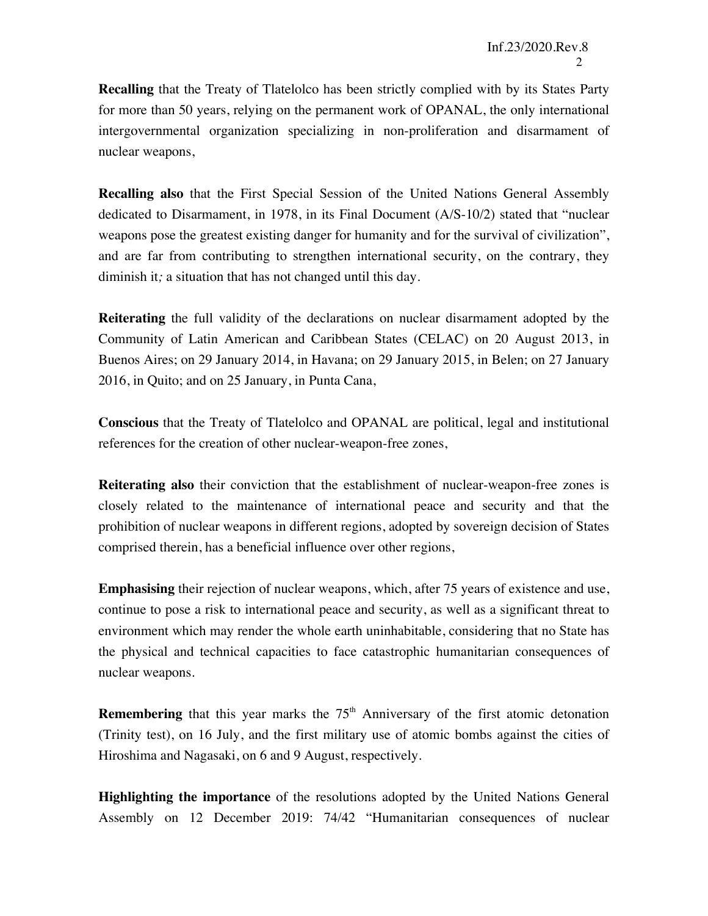**Recalling** that the Treaty of Tlatelolco has been strictly complied with by its States Party for more than 50 years, relying on the permanent work of OPANAL, the only international intergovernmental organization specializing in non-proliferation and disarmament of nuclear weapons,

**Recalling also** that the First Special Session of the United Nations General Assembly dedicated to Disarmament, in 1978, in its Final Document (A/S-10/2) stated that "nuclear weapons pose the greatest existing danger for humanity and for the survival of civilization", and are far from contributing to strengthen international security, on the contrary, they diminish it*;* a situation that has not changed until this day.

**Reiterating** the full validity of the declarations on nuclear disarmament adopted by the Community of Latin American and Caribbean States (CELAC) on 20 August 2013, in Buenos Aires; on 29 January 2014, in Havana; on 29 January 2015, in Belen; on 27 January 2016, in Quito; and on 25 January, in Punta Cana,

**Conscious** that the Treaty of Tlatelolco and OPANAL are political, legal and institutional references for the creation of other nuclear-weapon-free zones,

**Reiterating also** their conviction that the establishment of nuclear-weapon-free zones is closely related to the maintenance of international peace and security and that the prohibition of nuclear weapons in different regions, adopted by sovereign decision of States comprised therein, has a beneficial influence over other regions,

**Emphasising** their rejection of nuclear weapons, which, after 75 years of existence and use, continue to pose a risk to international peace and security, as well as a significant threat to environment which may render the whole earth uninhabitable, considering that no State has the physical and technical capacities to face catastrophic humanitarian consequences of nuclear weapons.

**Remembering** that this year marks the 75th Anniversary of the first atomic detonation (Trinity test), on 16 July, and the first military use of atomic bombs against the cities of Hiroshima and Nagasaki, on 6 and 9 August, respectively.

**Highlighting the importance** of the resolutions adopted by the United Nations General Assembly on 12 December 2019: 74/42 "Humanitarian consequences of nuclear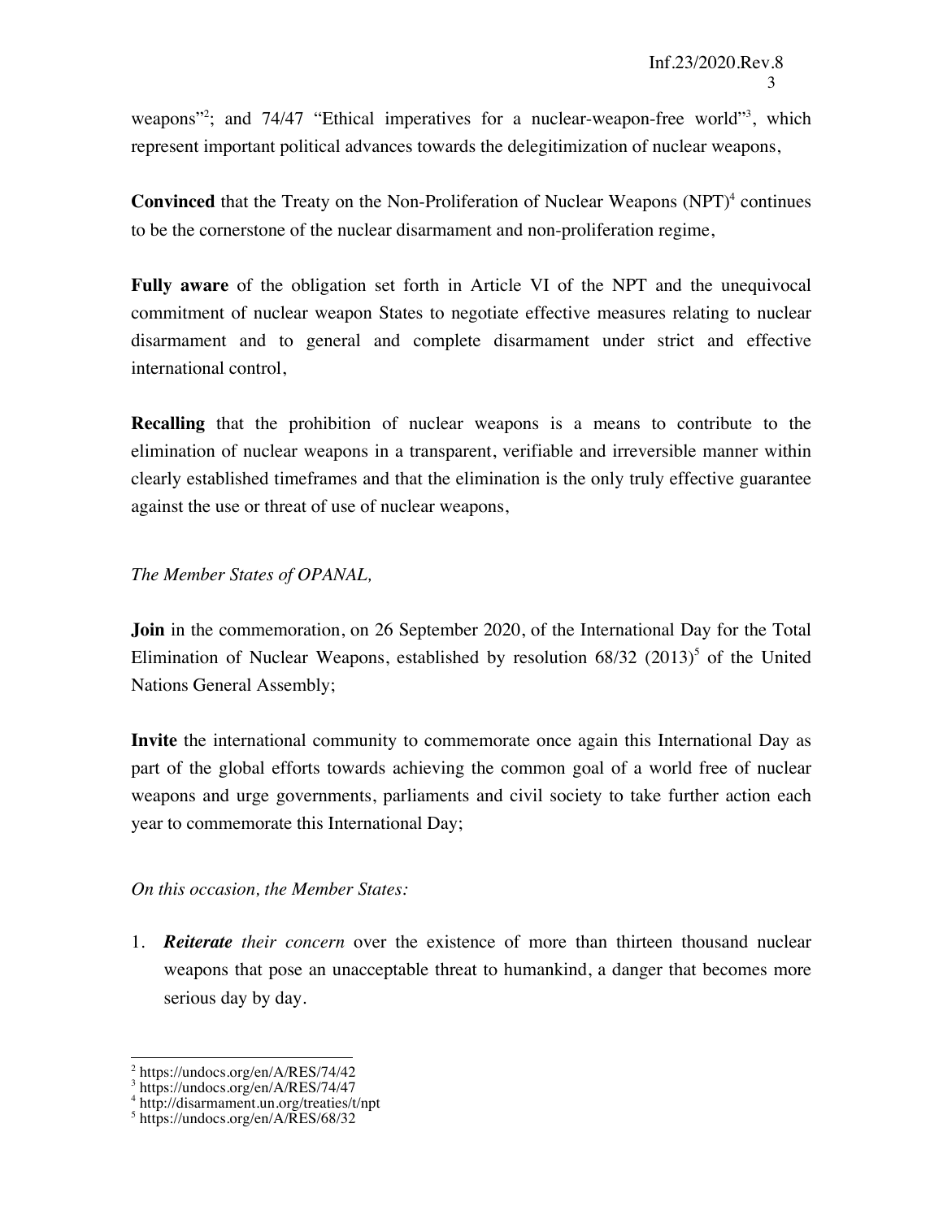weapons"[2]; and 74/47 "Ethical imperatives for a nuclear-weapon-free world"[3], which represent important political advances towards the delegitimization of nuclear weapons,

**Convinced** that the Treaty on the Non-Proliferation of Nuclear Weapons (NPT)[4] continues to be the cornerstone of the nuclear disarmament and non-proliferation regime,

**Fully aware** of the obligation set forth in Article VI of the NPT and the unequivocal commitment of nuclear weapon States to negotiate effective measures relating to nuclear disarmament and to general and complete disarmament under strict and effective international control,

**Recalling** that the prohibition of nuclear weapons is a means to contribute to the elimination of nuclear weapons in a transparent, verifiable and irreversible manner within clearly established timeframes and that the elimination is the only truly effective guarantee against the use or threat of use of nuclear weapons,

*The Member States of OPANAL,*

**Join** in the commemoration, on 26 September 2020, of the International Day for the Total Elimination of Nuclear Weapons, established by resolution 68/32 (2013)[5] of the United Nations General Assembly;

**Invite** the international community to commemorate once again this International Day as part of the global efforts towards achieving the common goal of a world free of nuclear weapons and urge governments, parliaments and civil society to take further action each year to commemorate this International Day;

*On this occasion, the Member States:*

1. ***Reiterate** their concern* over the existence of more than thirteen thousand nuclear weapons that pose an unacceptable threat to humankind, a danger that becomes more serious day by day.

---

[2] https://undocs.org/en/A/RES/74/42
[3] https://undocs.org/en/A/RES/74/47
[4] http://disarmament.un.org/treaties/t/npt
[5] https://undocs.org/en/A/RES/68/32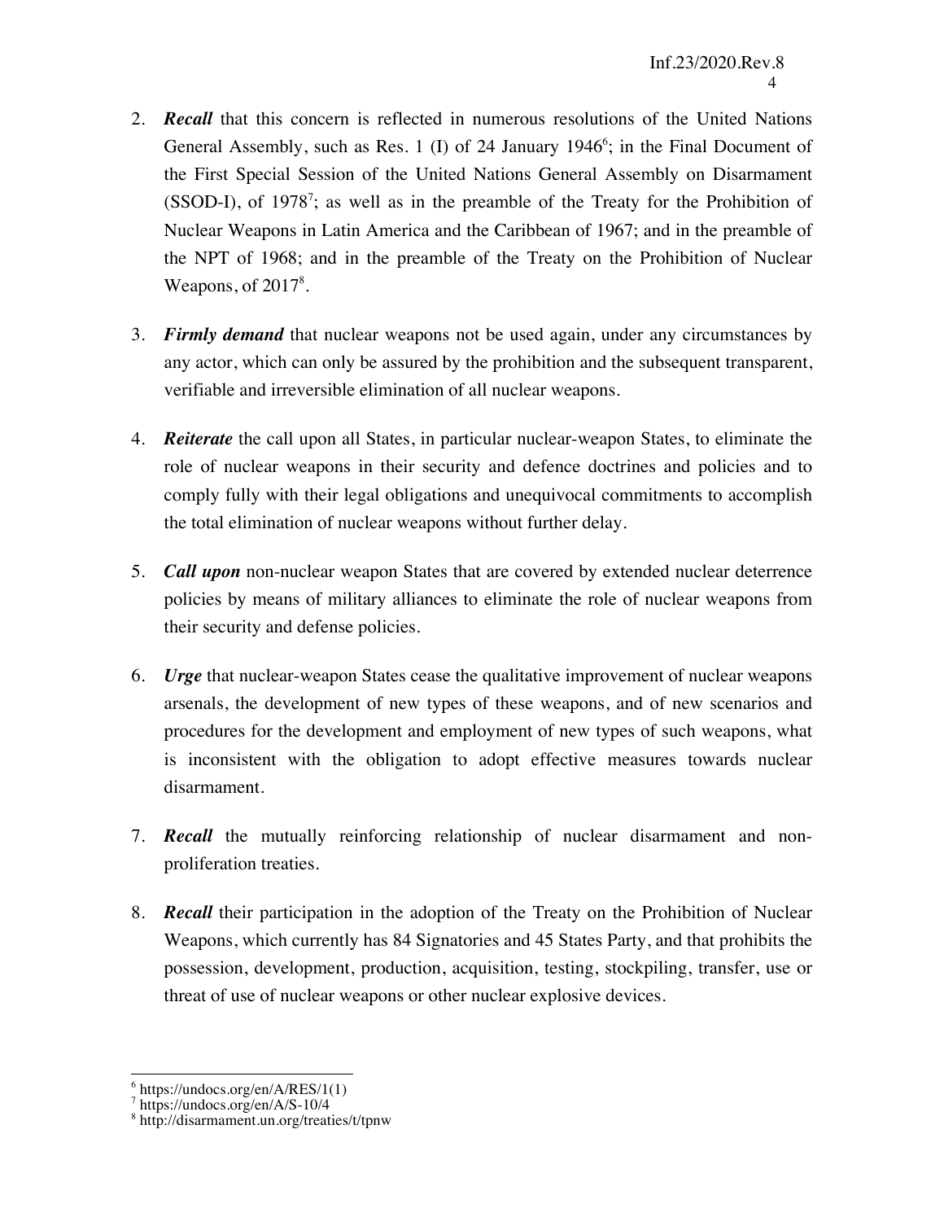2. ***Recall*** that this concern is reflected in numerous resolutions of the United Nations General Assembly, such as Res. 1 (I) of 24 January 1946[6]; in the Final Document of the First Special Session of the United Nations General Assembly on Disarmament (SSOD-I), of 1978[7]; as well as in the preamble of the Treaty for the Prohibition of Nuclear Weapons in Latin America and the Caribbean of 1967; and in the preamble of the NPT of 1968; and in the preamble of the Treaty on the Prohibition of Nuclear Weapons, of 2017[8].

3. ***Firmly demand*** that nuclear weapons not be used again, under any circumstances by any actor, which can only be assured by the prohibition and the subsequent transparent, verifiable and irreversible elimination of all nuclear weapons.

4. ***Reiterate*** the call upon all States, in particular nuclear-weapon States, to eliminate the role of nuclear weapons in their security and defence doctrines and policies and to comply fully with their legal obligations and unequivocal commitments to accomplish the total elimination of nuclear weapons without further delay.

5. ***Call upon*** non-nuclear weapon States that are covered by extended nuclear deterrence policies by means of military alliances to eliminate the role of nuclear weapons from their security and defense policies.

6. ***Urge*** that nuclear-weapon States cease the qualitative improvement of nuclear weapons arsenals, the development of new types of these weapons, and of new scenarios and procedures for the development and employment of new types of such weapons, what is inconsistent with the obligation to adopt effective measures towards nuclear disarmament.

7. ***Recall*** the mutually reinforcing relationship of nuclear disarmament and non-proliferation treaties.

8. ***Recall*** their participation in the adoption of the Treaty on the Prohibition of Nuclear Weapons, which currently has 84 Signatories and 45 States Party, and that prohibits the possession, development, production, acquisition, testing, stockpiling, transfer, use or threat of use of nuclear weapons or other nuclear explosive devices.

---

[6] https://undocs.org/en/A/RES/1(1)

[7] https://undocs.org/en/A/S-10/4

[8] http://disarmament.un.org/treaties/t/tpnw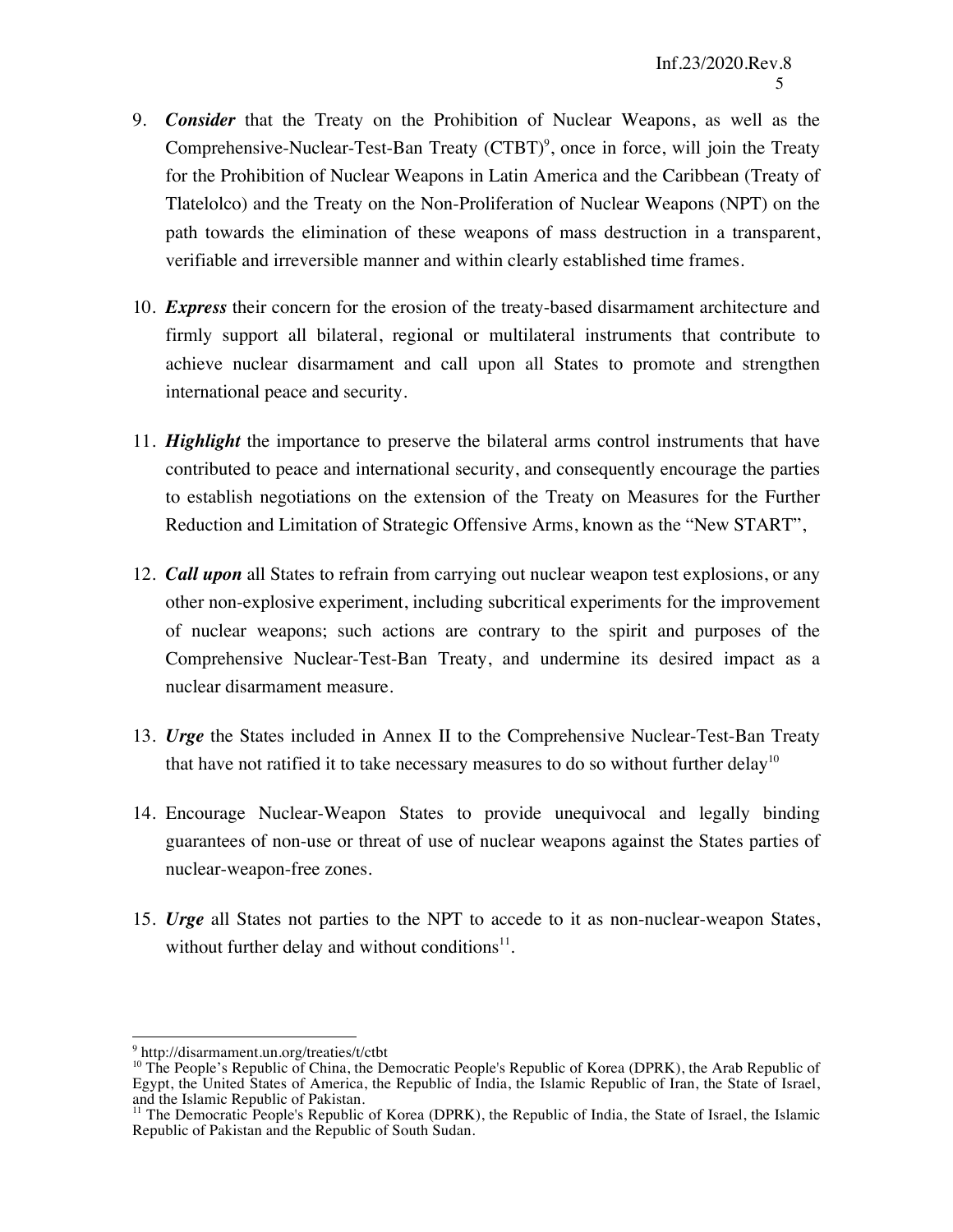9. ***Consider*** that the Treaty on the Prohibition of Nuclear Weapons, as well as the Comprehensive-Nuclear-Test-Ban Treaty (CTBT)[9], once in force, will join the Treaty for the Prohibition of Nuclear Weapons in Latin America and the Caribbean (Treaty of Tlatelolco) and the Treaty on the Non-Proliferation of Nuclear Weapons (NPT) on the path towards the elimination of these weapons of mass destruction in a transparent, verifiable and irreversible manner and within clearly established time frames.

10. ***Express*** their concern for the erosion of the treaty-based disarmament architecture and firmly support all bilateral, regional or multilateral instruments that contribute to achieve nuclear disarmament and call upon all States to promote and strengthen international peace and security.

11. ***Highlight*** the importance to preserve the bilateral arms control instruments that have contributed to peace and international security, and consequently encourage the parties to establish negotiations on the extension of the Treaty on Measures for the Further Reduction and Limitation of Strategic Offensive Arms, known as the "New START",

12. ***Call upon*** all States to refrain from carrying out nuclear weapon test explosions, or any other non-explosive experiment, including subcritical experiments for the improvement of nuclear weapons; such actions are contrary to the spirit and purposes of the Comprehensive Nuclear-Test-Ban Treaty, and undermine its desired impact as a nuclear disarmament measure.

13. ***Urge*** the States included in Annex II to the Comprehensive Nuclear-Test-Ban Treaty that have not ratified it to take necessary measures to do so without further delay[10]

14. Encourage Nuclear-Weapon States to provide unequivocal and legally binding guarantees of non-use or threat of use of nuclear weapons against the States parties of nuclear-weapon-free zones.

15. ***Urge*** all States not parties to the NPT to accede to it as non-nuclear-weapon States, without further delay and without conditions[11].

---

[9] http://disarmament.un.org/treaties/t/ctbt

[10] The People's Republic of China, the Democratic People's Republic of Korea (DPRK), the Arab Republic of Egypt, the United States of America, the Republic of India, the Islamic Republic of Iran, the State of Israel, and the Islamic Republic of Pakistan.

[11] The Democratic People's Republic of Korea (DPRK), the Republic of India, the State of Israel, the Islamic Republic of Pakistan and the Republic of South Sudan.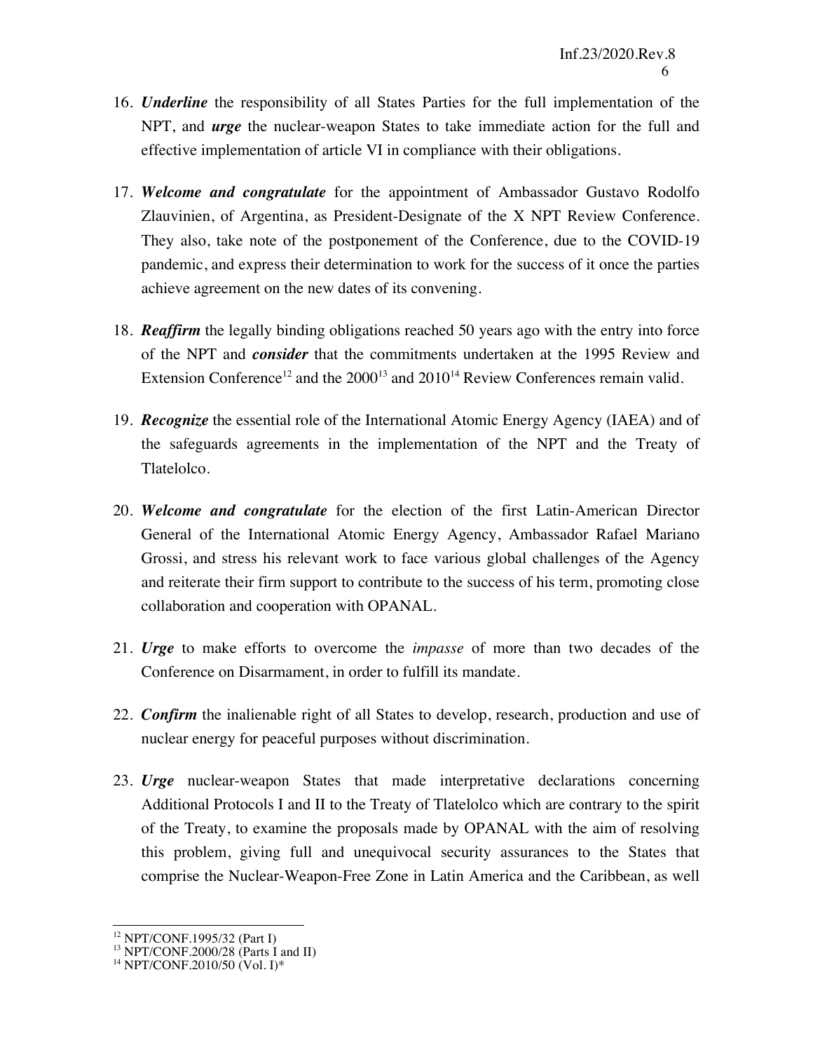16. ***Underline*** the responsibility of all States Parties for the full implementation of the NPT, and ***urge*** the nuclear-weapon States to take immediate action for the full and effective implementation of article VI in compliance with their obligations.

17. ***Welcome and congratulate*** for the appointment of Ambassador Gustavo Rodolfo Zlauvinien, of Argentina, as President-Designate of the X NPT Review Conference. They also, take note of the postponement of the Conference, due to the COVID-19 pandemic, and express their determination to work for the success of it once the parties achieve agreement on the new dates of its convening.

18. ***Reaffirm*** the legally binding obligations reached 50 years ago with the entry into force of the NPT and ***consider*** that the commitments undertaken at the 1995 Review and Extension Conference[12] and the 2000[13] and 2010[14] Review Conferences remain valid.

19. ***Recognize*** the essential role of the International Atomic Energy Agency (IAEA) and of the safeguards agreements in the implementation of the NPT and the Treaty of Tlatelolco.

20. ***Welcome and congratulate*** for the election of the first Latin-American Director General of the International Atomic Energy Agency, Ambassador Rafael Mariano Grossi, and stress his relevant work to face various global challenges of the Agency and reiterate their firm support to contribute to the success of his term, promoting close collaboration and cooperation with OPANAL.

21. ***Urge*** to make efforts to overcome the *impasse* of more than two decades of the Conference on Disarmament, in order to fulfill its mandate.

22. ***Confirm*** the inalienable right of all States to develop, research, production and use of nuclear energy for peaceful purposes without discrimination.

23. ***Urge*** nuclear-weapon States that made interpretative declarations concerning Additional Protocols I and II to the Treaty of Tlatelolco which are contrary to the spirit of the Treaty, to examine the proposals made by OPANAL with the aim of resolving this problem, giving full and unequivocal security assurances to the States that comprise the Nuclear-Weapon-Free Zone in Latin America and the Caribbean, as well

---

[12] NPT/CONF.1995/32 (Part I)

[13] NPT/CONF.2000/28 (Parts I and II)

[14] NPT/CONF.2010/50 (Vol. I)*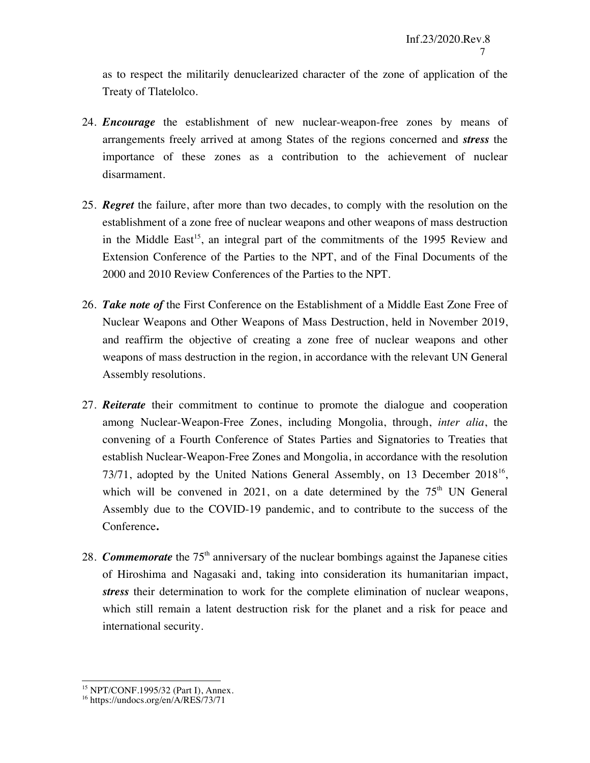as to respect the militarily denuclearized character of the zone of application of the Treaty of Tlatelolco.

24. ***Encourage*** the establishment of new nuclear-weapon-free zones by means of arrangements freely arrived at among States of the regions concerned and ***stress*** the importance of these zones as a contribution to the achievement of nuclear disarmament.

25. ***Regret*** the failure, after more than two decades, to comply with the resolution on the establishment of a zone free of nuclear weapons and other weapons of mass destruction in the Middle East[15], an integral part of the commitments of the 1995 Review and Extension Conference of the Parties to the NPT, and of the Final Documents of the 2000 and 2010 Review Conferences of the Parties to the NPT.

26. ***Take note of*** the First Conference on the Establishment of a Middle East Zone Free of Nuclear Weapons and Other Weapons of Mass Destruction, held in November 2019, and reaffirm the objective of creating a zone free of nuclear weapons and other weapons of mass destruction in the region, in accordance with the relevant UN General Assembly resolutions.

27. ***Reiterate*** their commitment to continue to promote the dialogue and cooperation among Nuclear-Weapon-Free Zones, including Mongolia, through, *inter alia*, the convening of a Fourth Conference of States Parties and Signatories to Treaties that establish Nuclear-Weapon-Free Zones and Mongolia, in accordance with the resolution 73/71, adopted by the United Nations General Assembly, on 13 December 2018[16], which will be convened in 2021, on a date determined by the 75th UN General Assembly due to the COVID-19 pandemic, and to contribute to the success of the Conference**.**

28. ***Commemorate*** the 75th anniversary of the nuclear bombings against the Japanese cities of Hiroshima and Nagasaki and, taking into consideration its humanitarian impact, ***stress*** their determination to work for the complete elimination of nuclear weapons, which still remain a latent destruction risk for the planet and a risk for peace and international security.

---

[15] NPT/CONF.1995/32 (Part I), Annex.

[16] https://undocs.org/en/A/RES/73/71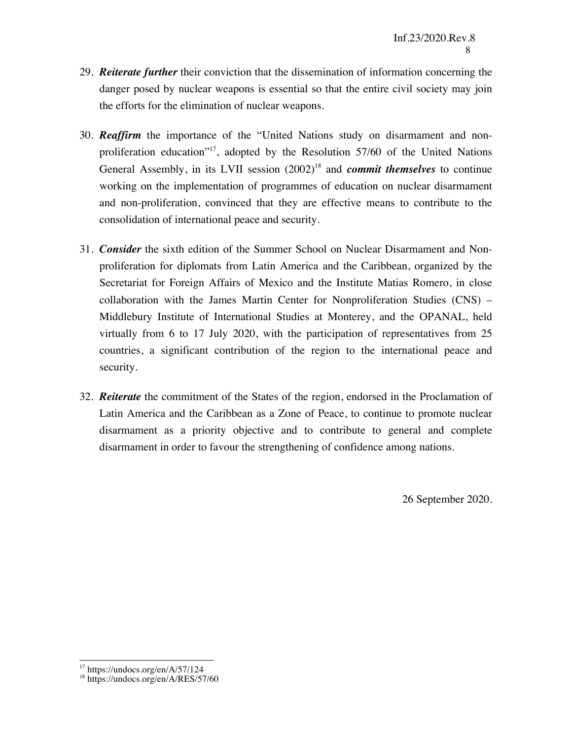29. ***Reiterate further*** their conviction that the dissemination of information concerning the danger posed by nuclear weapons is essential so that the entire civil society may join the efforts for the elimination of nuclear weapons.

30. ***Reaffirm*** the importance of the "United Nations study on disarmament and non-proliferation education"[17], adopted by the Resolution 57/60 of the United Nations General Assembly, in its LVII session (2002)[18] and ***commit themselves*** to continue working on the implementation of programmes of education on nuclear disarmament and non-proliferation, convinced that they are effective means to contribute to the consolidation of international peace and security.

31. ***Consider*** the sixth edition of the Summer School on Nuclear Disarmament and Non-proliferation for diplomats from Latin America and the Caribbean, organized by the Secretariat for Foreign Affairs of Mexico and the Institute Matias Romero, in close collaboration with the James Martin Center for Nonproliferation Studies (CNS) – Middlebury Institute of International Studies at Monterey, and the OPANAL, held virtually from 6 to 17 July 2020, with the participation of representatives from 25 countries, a significant contribution of the region to the international peace and security.

32. ***Reiterate*** the commitment of the States of the region, endorsed in the Proclamation of Latin America and the Caribbean as a Zone of Peace, to continue to promote nuclear disarmament as a priority objective and to contribute to general and complete disarmament in order to favour the strengthening of confidence among nations.

26 September 2020.

---

[17] https://undocs.org/en/A/57/124

[18] https://undocs.org/en/A/RES/57/60